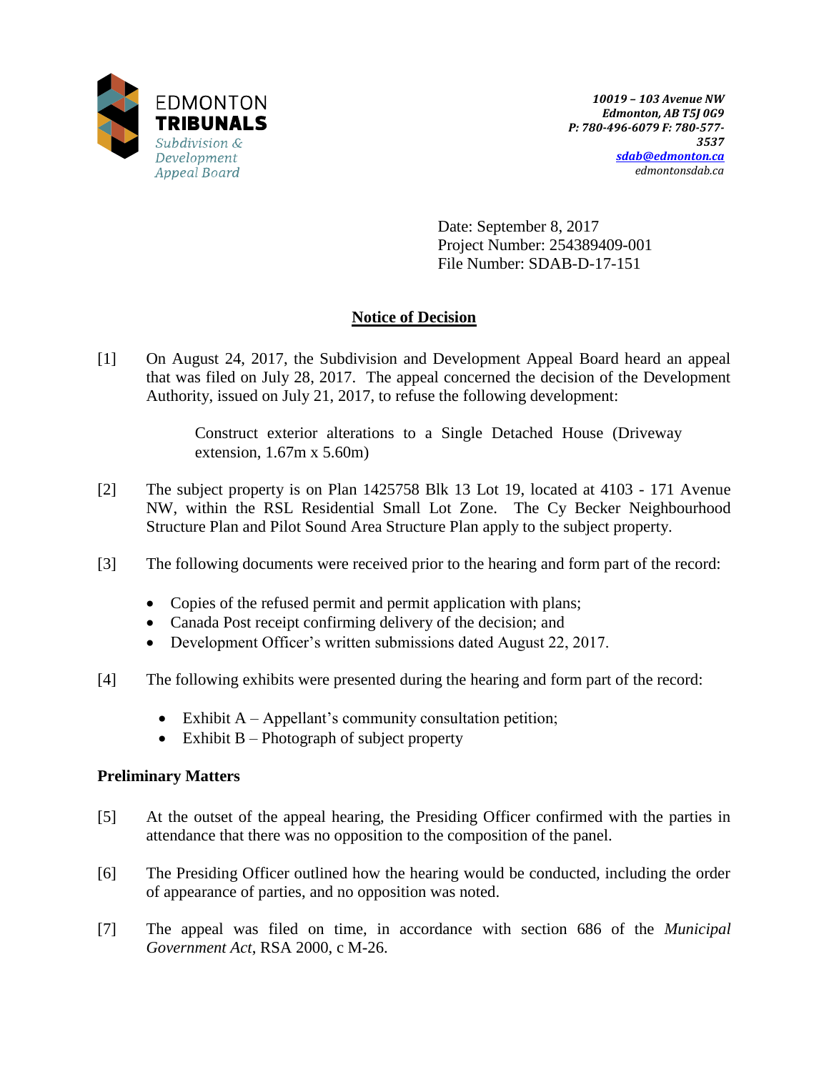EDMONTON
**TRIBUNALS**
*Subdivision & Development Appeal Board*

***10019 – 103 Avenue NW***
***Edmonton, AB T5J 0G9***
***P: 780-496-6079 F: 780-577-3537***
***sdab@edmonton.ca***
*edmontonsdab.ca*

Date: September 8, 2017
Project Number: 254389409-001
File Number: SDAB-D-17-151

## Notice of Decision

[1] On August 24, 2017, the Subdivision and Development Appeal Board heard an appeal that was filed on July 28, 2017. The appeal concerned the decision of the Development Authority, issued on July 21, 2017, to refuse the following development:

> Construct exterior alterations to a Single Detached House (Driveway extension, 1.67m x 5.60m)

[2] The subject property is on Plan 1425758 Blk 13 Lot 19, located at 4103 - 171 Avenue NW, within the RSL Residential Small Lot Zone. The Cy Becker Neighbourhood Structure Plan and Pilot Sound Area Structure Plan apply to the subject property.

[3] The following documents were received prior to the hearing and form part of the record:

- Copies of the refused permit and permit application with plans;
- Canada Post receipt confirming delivery of the decision; and
- Development Officer's written submissions dated August 22, 2017.

[4] The following exhibits were presented during the hearing and form part of the record:

- Exhibit A – Appellant's community consultation petition;
- Exhibit B – Photograph of subject property

### Preliminary Matters

[5] At the outset of the appeal hearing, the Presiding Officer confirmed with the parties in attendance that there was no opposition to the composition of the panel.

[6] The Presiding Officer outlined how the hearing would be conducted, including the order of appearance of parties, and no opposition was noted.

[7] The appeal was filed on time, in accordance with section 686 of the *Municipal Government Act*, RSA 2000, c M-26.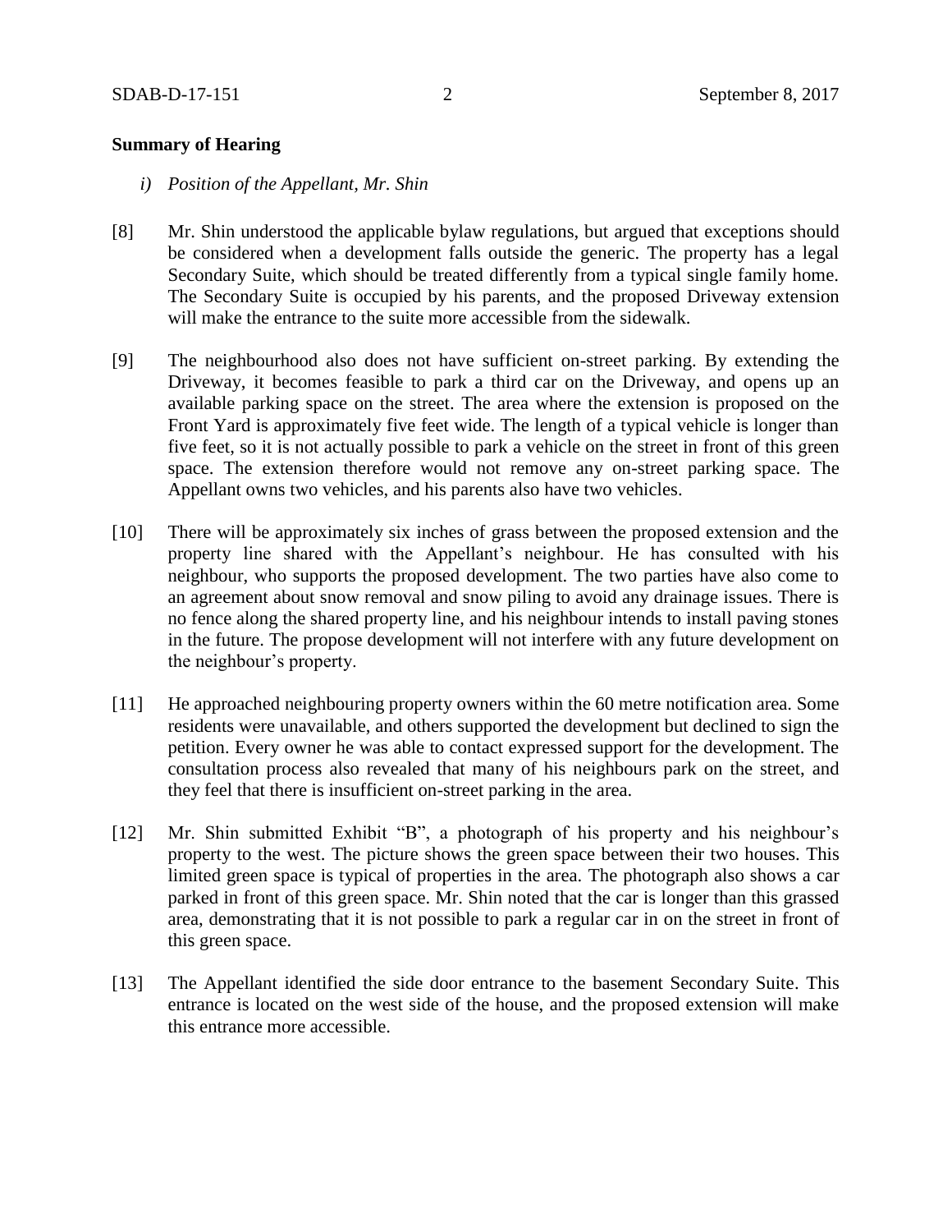**Summary of Hearing**

*i) Position of the Appellant, Mr. Shin*

[8] Mr. Shin understood the applicable bylaw regulations, but argued that exceptions should be considered when a development falls outside the generic. The property has a legal Secondary Suite, which should be treated differently from a typical single family home. The Secondary Suite is occupied by his parents, and the proposed Driveway extension will make the entrance to the suite more accessible from the sidewalk.

[9] The neighbourhood also does not have sufficient on-street parking. By extending the Driveway, it becomes feasible to park a third car on the Driveway, and opens up an available parking space on the street. The area where the extension is proposed on the Front Yard is approximately five feet wide. The length of a typical vehicle is longer than five feet, so it is not actually possible to park a vehicle on the street in front of this green space. The extension therefore would not remove any on-street parking space. The Appellant owns two vehicles, and his parents also have two vehicles.

[10] There will be approximately six inches of grass between the proposed extension and the property line shared with the Appellant's neighbour. He has consulted with his neighbour, who supports the proposed development. The two parties have also come to an agreement about snow removal and snow piling to avoid any drainage issues. There is no fence along the shared property line, and his neighbour intends to install paving stones in the future. The propose development will not interfere with any future development on the neighbour's property.

[11] He approached neighbouring property owners within the 60 metre notification area. Some residents were unavailable, and others supported the development but declined to sign the petition. Every owner he was able to contact expressed support for the development. The consultation process also revealed that many of his neighbours park on the street, and they feel that there is insufficient on-street parking in the area.

[12] Mr. Shin submitted Exhibit "B", a photograph of his property and his neighbour's property to the west. The picture shows the green space between their two houses. This limited green space is typical of properties in the area. The photograph also shows a car parked in front of this green space. Mr. Shin noted that the car is longer than this grassed area, demonstrating that it is not possible to park a regular car in on the street in front of this green space.

[13] The Appellant identified the side door entrance to the basement Secondary Suite. This entrance is located on the west side of the house, and the proposed extension will make this entrance more accessible.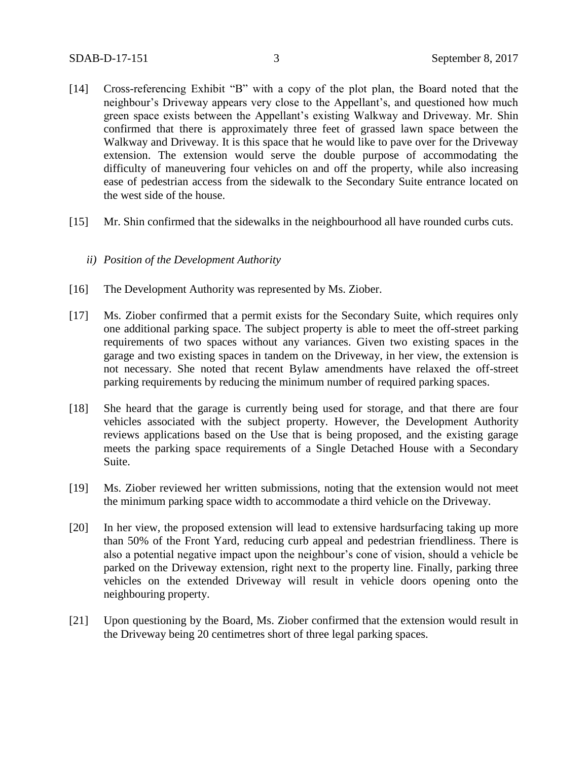[14] Cross-referencing Exhibit "B" with a copy of the plot plan, the Board noted that the neighbour's Driveway appears very close to the Appellant's, and questioned how much green space exists between the Appellant's existing Walkway and Driveway. Mr. Shin confirmed that there is approximately three feet of grassed lawn space between the Walkway and Driveway. It is this space that he would like to pave over for the Driveway extension. The extension would serve the double purpose of accommodating the difficulty of maneuvering four vehicles on and off the property, while also increasing ease of pedestrian access from the sidewalk to the Secondary Suite entrance located on the west side of the house.

[15] Mr. Shin confirmed that the sidewalks in the neighbourhood all have rounded curbs cuts.

*ii) Position of the Development Authority*

[16] The Development Authority was represented by Ms. Ziober.

[17] Ms. Ziober confirmed that a permit exists for the Secondary Suite, which requires only one additional parking space. The subject property is able to meet the off-street parking requirements of two spaces without any variances. Given two existing spaces in the garage and two existing spaces in tandem on the Driveway, in her view, the extension is not necessary. She noted that recent Bylaw amendments have relaxed the off-street parking requirements by reducing the minimum number of required parking spaces.

[18] She heard that the garage is currently being used for storage, and that there are four vehicles associated with the subject property. However, the Development Authority reviews applications based on the Use that is being proposed, and the existing garage meets the parking space requirements of a Single Detached House with a Secondary Suite.

[19] Ms. Ziober reviewed her written submissions, noting that the extension would not meet the minimum parking space width to accommodate a third vehicle on the Driveway.

[20] In her view, the proposed extension will lead to extensive hardsurfacing taking up more than 50% of the Front Yard, reducing curb appeal and pedestrian friendliness. There is also a potential negative impact upon the neighbour's cone of vision, should a vehicle be parked on the Driveway extension, right next to the property line. Finally, parking three vehicles on the extended Driveway will result in vehicle doors opening onto the neighbouring property.

[21] Upon questioning by the Board, Ms. Ziober confirmed that the extension would result in the Driveway being 20 centimetres short of three legal parking spaces.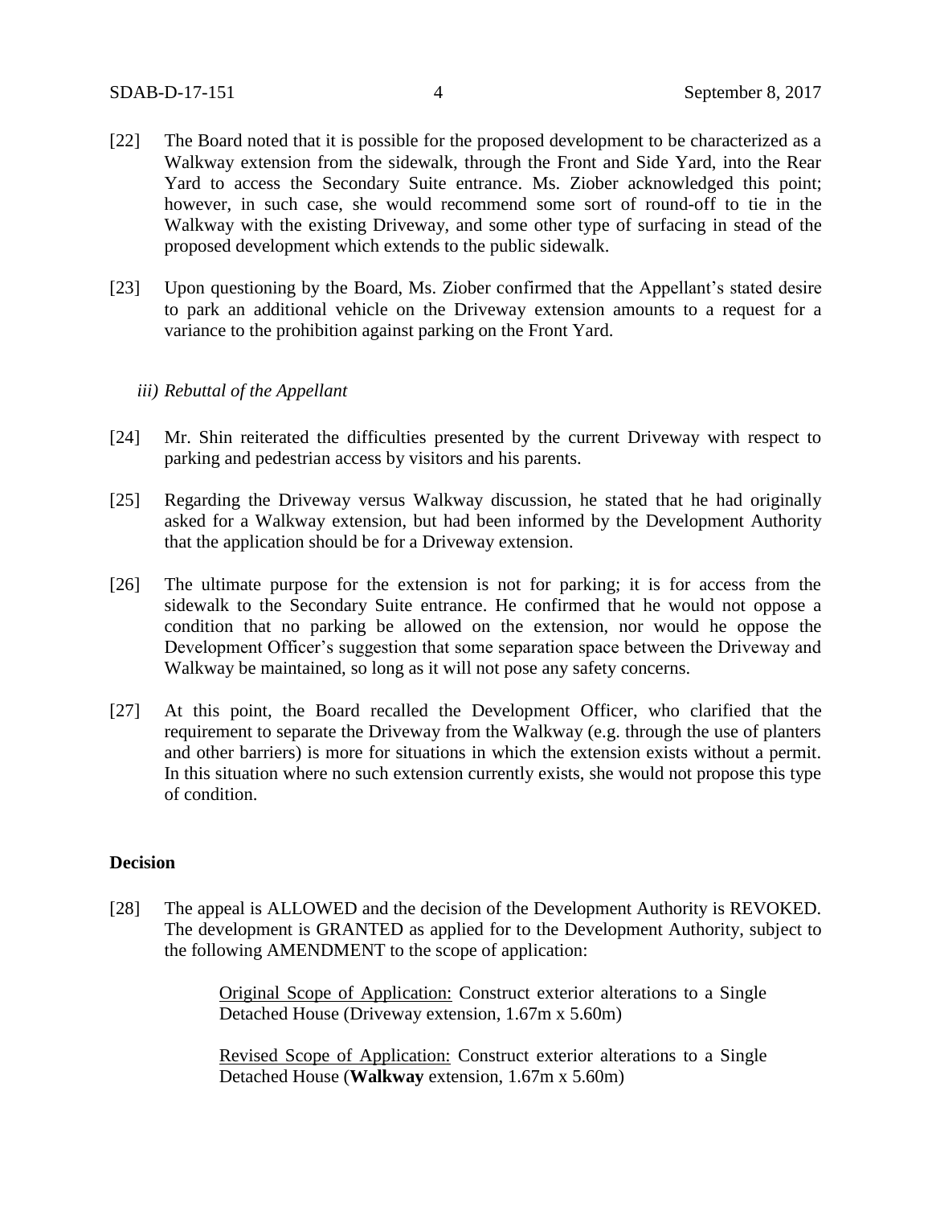[22] The Board noted that it is possible for the proposed development to be characterized as a Walkway extension from the sidewalk, through the Front and Side Yard, into the Rear Yard to access the Secondary Suite entrance. Ms. Ziober acknowledged this point; however, in such case, she would recommend some sort of round-off to tie in the Walkway with the existing Driveway, and some other type of surfacing in stead of the proposed development which extends to the public sidewalk.

[23] Upon questioning by the Board, Ms. Ziober confirmed that the Appellant's stated desire to park an additional vehicle on the Driveway extension amounts to a request for a variance to the prohibition against parking on the Front Yard.

*iii) Rebuttal of the Appellant*

[24] Mr. Shin reiterated the difficulties presented by the current Driveway with respect to parking and pedestrian access by visitors and his parents.

[25] Regarding the Driveway versus Walkway discussion, he stated that he had originally asked for a Walkway extension, but had been informed by the Development Authority that the application should be for a Driveway extension.

[26] The ultimate purpose for the extension is not for parking; it is for access from the sidewalk to the Secondary Suite entrance. He confirmed that he would not oppose a condition that no parking be allowed on the extension, nor would he oppose the Development Officer's suggestion that some separation space between the Driveway and Walkway be maintained, so long as it will not pose any safety concerns.

[27] At this point, the Board recalled the Development Officer, who clarified that the requirement to separate the Driveway from the Walkway (e.g. through the use of planters and other barriers) is more for situations in which the extension exists without a permit. In this situation where no such extension currently exists, she would not propose this type of condition.

**Decision**

[28] The appeal is ALLOWED and the decision of the Development Authority is REVOKED. The development is GRANTED as applied for to the Development Authority, subject to the following AMENDMENT to the scope of application:

> Original Scope of Application: Construct exterior alterations to a Single Detached House (Driveway extension, 1.67m x 5.60m)
>
> Revised Scope of Application: Construct exterior alterations to a Single Detached House (**Walkway** extension, 1.67m x 5.60m)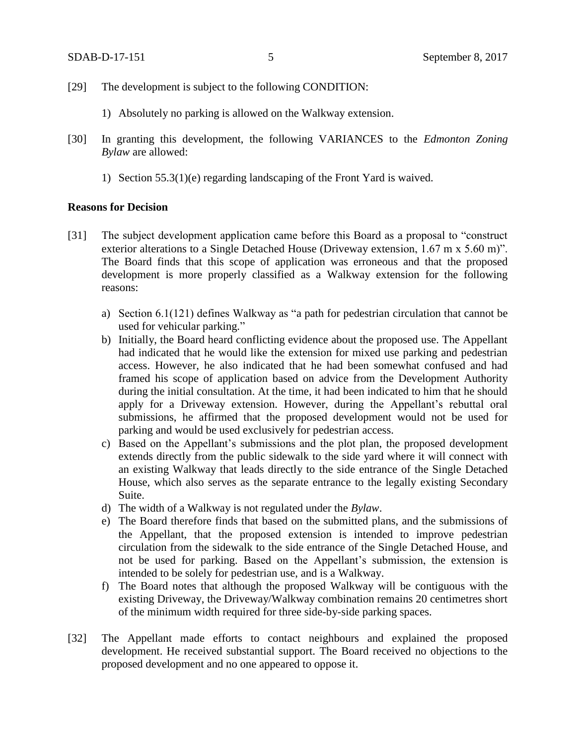[29] The development is subject to the following CONDITION:

1) Absolutely no parking is allowed on the Walkway extension.

[30] In granting this development, the following VARIANCES to the *Edmonton Zoning Bylaw* are allowed:

1) Section 55.3(1)(e) regarding landscaping of the Front Yard is waived.

**Reasons for Decision**

[31] The subject development application came before this Board as a proposal to "construct exterior alterations to a Single Detached House (Driveway extension, 1.67 m x 5.60 m)". The Board finds that this scope of application was erroneous and that the proposed development is more properly classified as a Walkway extension for the following reasons:

a) Section 6.1(121) defines Walkway as "a path for pedestrian circulation that cannot be used for vehicular parking."

b) Initially, the Board heard conflicting evidence about the proposed use. The Appellant had indicated that he would like the extension for mixed use parking and pedestrian access. However, he also indicated that he had been somewhat confused and had framed his scope of application based on advice from the Development Authority during the initial consultation. At the time, it had been indicated to him that he should apply for a Driveway extension. However, during the Appellant's rebuttal oral submissions, he affirmed that the proposed development would not be used for parking and would be used exclusively for pedestrian access.

c) Based on the Appellant's submissions and the plot plan, the proposed development extends directly from the public sidewalk to the side yard where it will connect with an existing Walkway that leads directly to the side entrance of the Single Detached House, which also serves as the separate entrance to the legally existing Secondary Suite.

d) The width of a Walkway is not regulated under the *Bylaw*.

e) The Board therefore finds that based on the submitted plans, and the submissions of the Appellant, that the proposed extension is intended to improve pedestrian circulation from the sidewalk to the side entrance of the Single Detached House, and not be used for parking. Based on the Appellant's submission, the extension is intended to be solely for pedestrian use, and is a Walkway.

f) The Board notes that although the proposed Walkway will be contiguous with the existing Driveway, the Driveway/Walkway combination remains 20 centimetres short of the minimum width required for three side-by-side parking spaces.

[32] The Appellant made efforts to contact neighbours and explained the proposed development. He received substantial support. The Board received no objections to the proposed development and no one appeared to oppose it.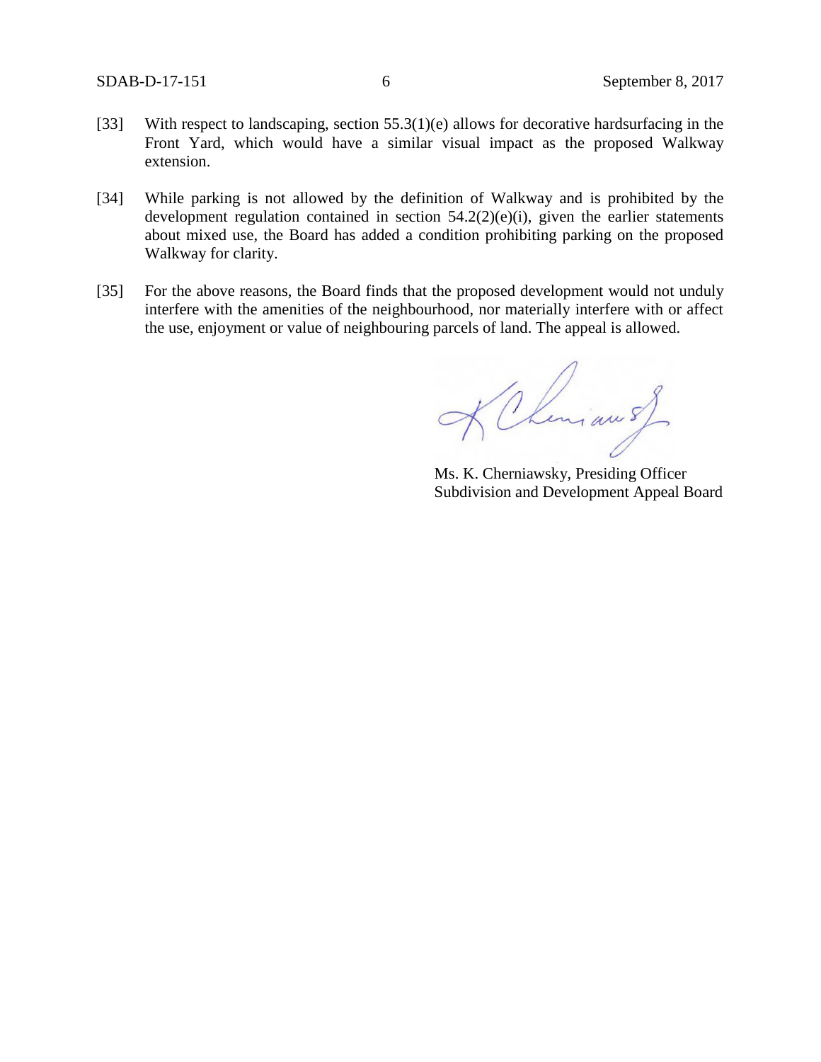[33] With respect to landscaping, section 55.3(1)(e) allows for decorative hardsurfacing in the Front Yard, which would have a similar visual impact as the proposed Walkway extension.

[34] While parking is not allowed by the definition of Walkway and is prohibited by the development regulation contained in section 54.2(2)(e)(i), given the earlier statements about mixed use, the Board has added a condition prohibiting parking on the proposed Walkway for clarity.

[35] For the above reasons, the Board finds that the proposed development would not unduly interfere with the amenities of the neighbourhood, nor materially interfere with or affect the use, enjoyment or value of neighbouring parcels of land. The appeal is allowed.

Ms. K. Cherniawsky, Presiding Officer
Subdivision and Development Appeal Board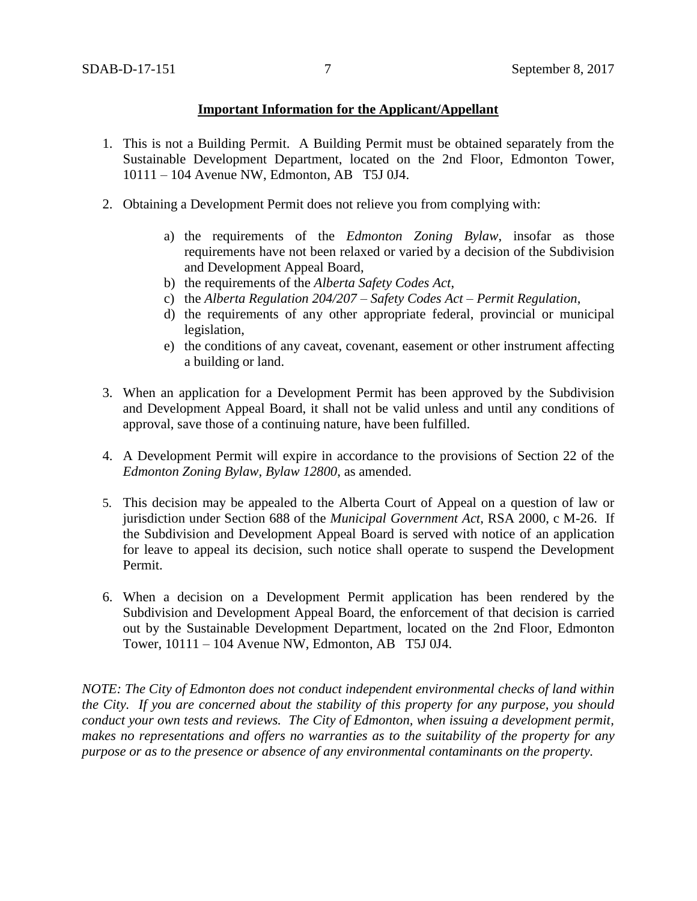**Important Information for the Applicant/Appellant**

1. This is not a Building Permit. A Building Permit must be obtained separately from the Sustainable Development Department, located on the 2nd Floor, Edmonton Tower, 10111 – 104 Avenue NW, Edmonton, AB T5J 0J4.

2. Obtaining a Development Permit does not relieve you from complying with:

    a) the requirements of the *Edmonton Zoning Bylaw*, insofar as those requirements have not been relaxed or varied by a decision of the Subdivision and Development Appeal Board,
    b) the requirements of the *Alberta Safety Codes Act*,
    c) the *Alberta Regulation 204/207 – Safety Codes Act – Permit Regulation*,
    d) the requirements of any other appropriate federal, provincial or municipal legislation,
    e) the conditions of any caveat, covenant, easement or other instrument affecting a building or land.

3. When an application for a Development Permit has been approved by the Subdivision and Development Appeal Board, it shall not be valid unless and until any conditions of approval, save those of a continuing nature, have been fulfilled.

4. A Development Permit will expire in accordance to the provisions of Section 22 of the *Edmonton Zoning Bylaw, Bylaw 12800*, as amended.

5. This decision may be appealed to the Alberta Court of Appeal on a question of law or jurisdiction under Section 688 of the *Municipal Government Act*, RSA 2000, c M-26. If the Subdivision and Development Appeal Board is served with notice of an application for leave to appeal its decision, such notice shall operate to suspend the Development Permit.

6. When a decision on a Development Permit application has been rendered by the Subdivision and Development Appeal Board, the enforcement of that decision is carried out by the Sustainable Development Department, located on the 2nd Floor, Edmonton Tower, 10111 – 104 Avenue NW, Edmonton, AB T5J 0J4.

*NOTE: The City of Edmonton does not conduct independent environmental checks of land within the City. If you are concerned about the stability of this property for any purpose, you should conduct your own tests and reviews. The City of Edmonton, when issuing a development permit, makes no representations and offers no warranties as to the suitability of the property for any purpose or as to the presence or absence of any environmental contaminants on the property.*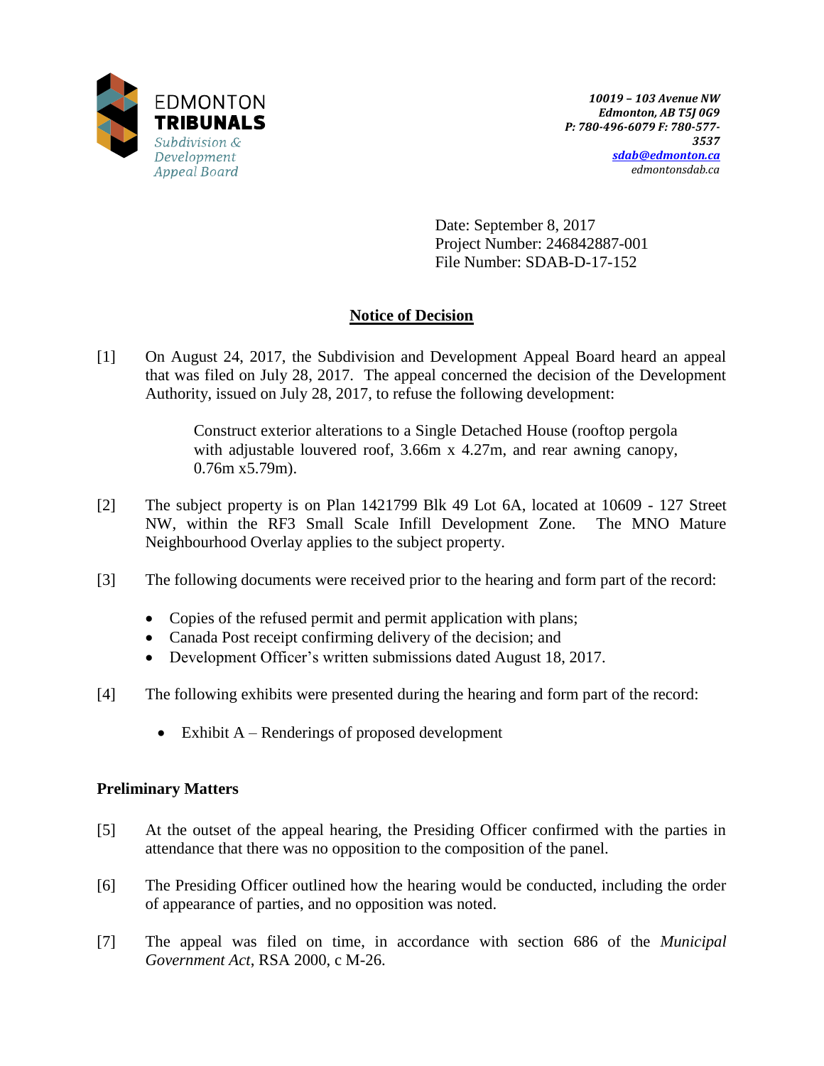EDMONTON
**TRIBUNALS**
*Subdivision & Development Appeal Board*

***10019 – 103 Avenue NW***
***Edmonton, AB T5J 0G9***
***P: 780-496-6079 F: 780-577-3537***
***sdab@edmonton.ca***
*edmontonsdab.ca*

Date: September 8, 2017
Project Number: 246842887-001
File Number: SDAB-D-17-152

## Notice of Decision

[1] On August 24, 2017, the Subdivision and Development Appeal Board heard an appeal that was filed on July 28, 2017. The appeal concerned the decision of the Development Authority, issued on July 28, 2017, to refuse the following development:

> Construct exterior alterations to a Single Detached House (rooftop pergola with adjustable louvered roof, 3.66m x 4.27m, and rear awning canopy, 0.76m x5.79m).

[2] The subject property is on Plan 1421799 Blk 49 Lot 6A, located at 10609 - 127 Street NW, within the RF3 Small Scale Infill Development Zone. The MNO Mature Neighbourhood Overlay applies to the subject property.

[3] The following documents were received prior to the hearing and form part of the record:

- Copies of the refused permit and permit application with plans;
- Canada Post receipt confirming delivery of the decision; and
- Development Officer's written submissions dated August 18, 2017.

[4] The following exhibits were presented during the hearing and form part of the record:

- Exhibit A – Renderings of proposed development

### Preliminary Matters

[5] At the outset of the appeal hearing, the Presiding Officer confirmed with the parties in attendance that there was no opposition to the composition of the panel.

[6] The Presiding Officer outlined how the hearing would be conducted, including the order of appearance of parties, and no opposition was noted.

[7] The appeal was filed on time, in accordance with section 686 of the *Municipal Government Act*, RSA 2000, c M-26.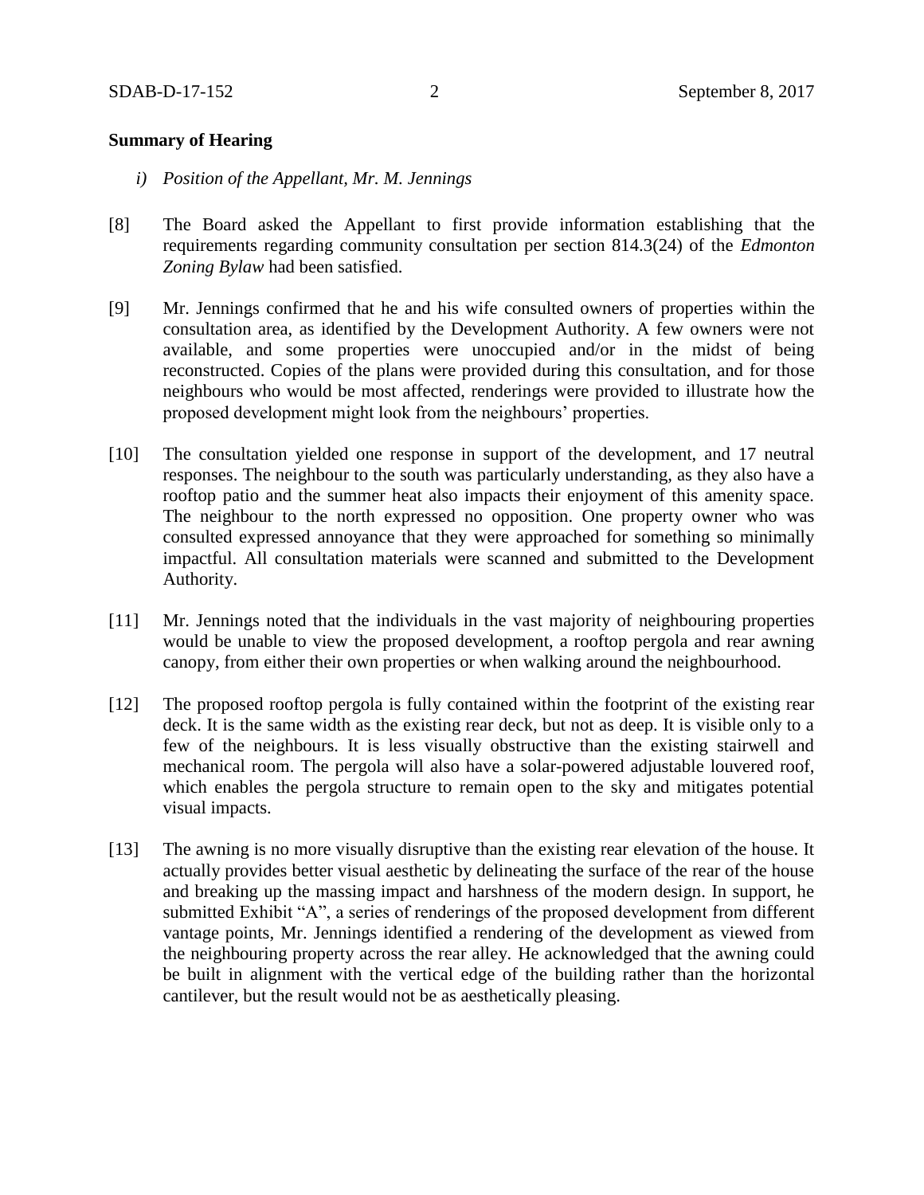**Summary of Hearing**

*i) Position of the Appellant, Mr. M. Jennings*

[8] The Board asked the Appellant to first provide information establishing that the requirements regarding community consultation per section 814.3(24) of the *Edmonton Zoning Bylaw* had been satisfied.

[9] Mr. Jennings confirmed that he and his wife consulted owners of properties within the consultation area, as identified by the Development Authority. A few owners were not available, and some properties were unoccupied and/or in the midst of being reconstructed. Copies of the plans were provided during this consultation, and for those neighbours who would be most affected, renderings were provided to illustrate how the proposed development might look from the neighbours' properties.

[10] The consultation yielded one response in support of the development, and 17 neutral responses. The neighbour to the south was particularly understanding, as they also have a rooftop patio and the summer heat also impacts their enjoyment of this amenity space. The neighbour to the north expressed no opposition. One property owner who was consulted expressed annoyance that they were approached for something so minimally impactful. All consultation materials were scanned and submitted to the Development Authority.

[11] Mr. Jennings noted that the individuals in the vast majority of neighbouring properties would be unable to view the proposed development, a rooftop pergola and rear awning canopy, from either their own properties or when walking around the neighbourhood.

[12] The proposed rooftop pergola is fully contained within the footprint of the existing rear deck. It is the same width as the existing rear deck, but not as deep. It is visible only to a few of the neighbours. It is less visually obstructive than the existing stairwell and mechanical room. The pergola will also have a solar-powered adjustable louvered roof, which enables the pergola structure to remain open to the sky and mitigates potential visual impacts.

[13] The awning is no more visually disruptive than the existing rear elevation of the house. It actually provides better visual aesthetic by delineating the surface of the rear of the house and breaking up the massing impact and harshness of the modern design. In support, he submitted Exhibit "A", a series of renderings of the proposed development from different vantage points, Mr. Jennings identified a rendering of the development as viewed from the neighbouring property across the rear alley. He acknowledged that the awning could be built in alignment with the vertical edge of the building rather than the horizontal cantilever, but the result would not be as aesthetically pleasing.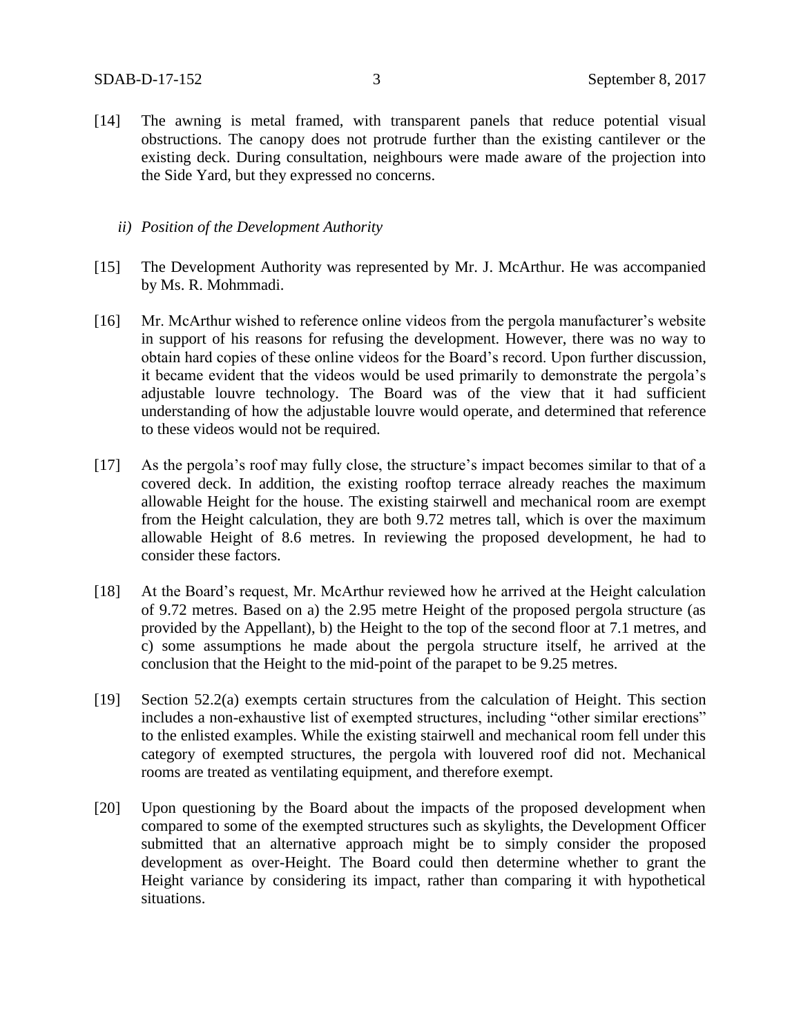[14] The awning is metal framed, with transparent panels that reduce potential visual obstructions. The canopy does not protrude further than the existing cantilever or the existing deck. During consultation, neighbours were made aware of the projection into the Side Yard, but they expressed no concerns.

*ii) Position of the Development Authority*

[15] The Development Authority was represented by Mr. J. McArthur. He was accompanied by Ms. R. Mohmmadi.

[16] Mr. McArthur wished to reference online videos from the pergola manufacturer's website in support of his reasons for refusing the development. However, there was no way to obtain hard copies of these online videos for the Board's record. Upon further discussion, it became evident that the videos would be used primarily to demonstrate the pergola's adjustable louvre technology. The Board was of the view that it had sufficient understanding of how the adjustable louvre would operate, and determined that reference to these videos would not be required.

[17] As the pergola's roof may fully close, the structure's impact becomes similar to that of a covered deck. In addition, the existing rooftop terrace already reaches the maximum allowable Height for the house. The existing stairwell and mechanical room are exempt from the Height calculation, they are both 9.72 metres tall, which is over the maximum allowable Height of 8.6 metres. In reviewing the proposed development, he had to consider these factors.

[18] At the Board's request, Mr. McArthur reviewed how he arrived at the Height calculation of 9.72 metres. Based on a) the 2.95 metre Height of the proposed pergola structure (as provided by the Appellant), b) the Height to the top of the second floor at 7.1 metres, and c) some assumptions he made about the pergola structure itself, he arrived at the conclusion that the Height to the mid-point of the parapet to be 9.25 metres.

[19] Section 52.2(a) exempts certain structures from the calculation of Height. This section includes a non-exhaustive list of exempted structures, including "other similar erections" to the enlisted examples. While the existing stairwell and mechanical room fell under this category of exempted structures, the pergola with louvered roof did not. Mechanical rooms are treated as ventilating equipment, and therefore exempt.

[20] Upon questioning by the Board about the impacts of the proposed development when compared to some of the exempted structures such as skylights, the Development Officer submitted that an alternative approach might be to simply consider the proposed development as over-Height. The Board could then determine whether to grant the Height variance by considering its impact, rather than comparing it with hypothetical situations.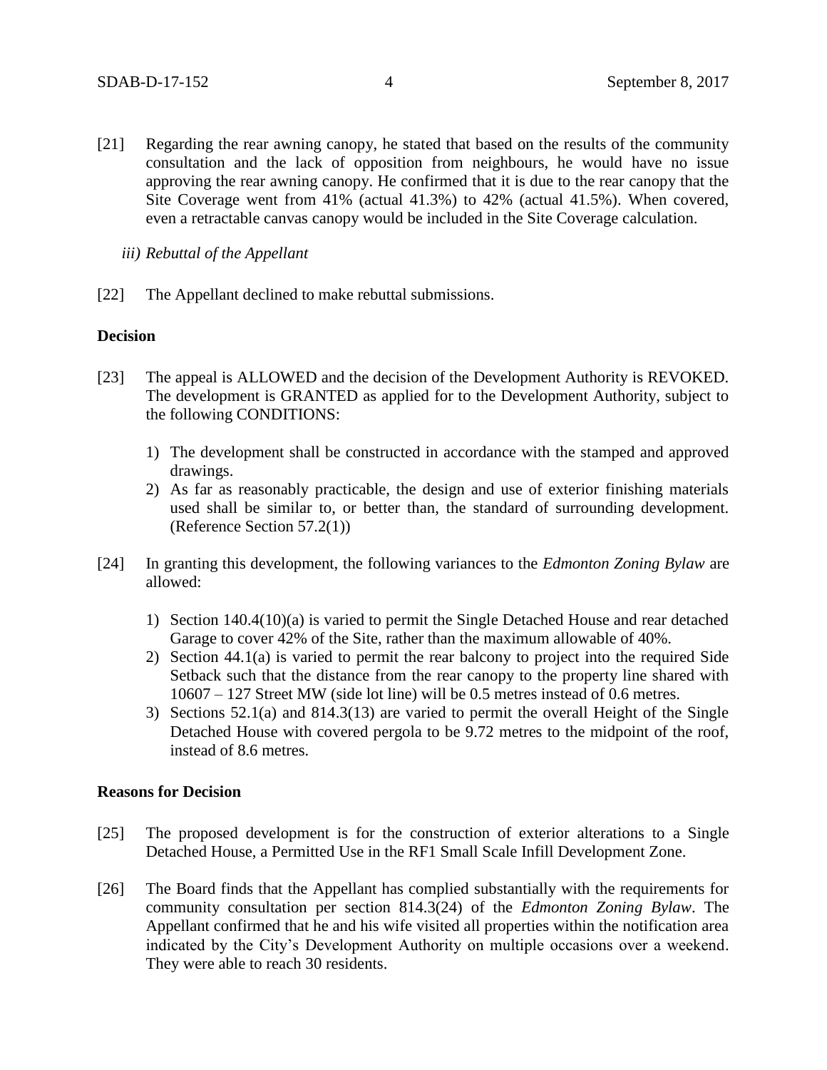[21] Regarding the rear awning canopy, he stated that based on the results of the community consultation and the lack of opposition from neighbours, he would have no issue approving the rear awning canopy. He confirmed that it is due to the rear canopy that the Site Coverage went from 41% (actual 41.3%) to 42% (actual 41.5%). When covered, even a retractable canvas canopy would be included in the Site Coverage calculation.

*iii) Rebuttal of the Appellant*

[22] The Appellant declined to make rebuttal submissions.

**Decision**

[23] The appeal is ALLOWED and the decision of the Development Authority is REVOKED. The development is GRANTED as applied for to the Development Authority, subject to the following CONDITIONS:

1) The development shall be constructed in accordance with the stamped and approved drawings.
2) As far as reasonably practicable, the design and use of exterior finishing materials used shall be similar to, or better than, the standard of surrounding development. (Reference Section 57.2(1))

[24] In granting this development, the following variances to the *Edmonton Zoning Bylaw* are allowed:

1) Section 140.4(10)(a) is varied to permit the Single Detached House and rear detached Garage to cover 42% of the Site, rather than the maximum allowable of 40%.
2) Section 44.1(a) is varied to permit the rear balcony to project into the required Side Setback such that the distance from the rear canopy to the property line shared with 10607 – 127 Street MW (side lot line) will be 0.5 metres instead of 0.6 metres.
3) Sections 52.1(a) and 814.3(13) are varied to permit the overall Height of the Single Detached House with covered pergola to be 9.72 metres to the midpoint of the roof, instead of 8.6 metres.

**Reasons for Decision**

[25] The proposed development is for the construction of exterior alterations to a Single Detached House, a Permitted Use in the RF1 Small Scale Infill Development Zone.

[26] The Board finds that the Appellant has complied substantially with the requirements for community consultation per section 814.3(24) of the *Edmonton Zoning Bylaw*. The Appellant confirmed that he and his wife visited all properties within the notification area indicated by the City's Development Authority on multiple occasions over a weekend. They were able to reach 30 residents.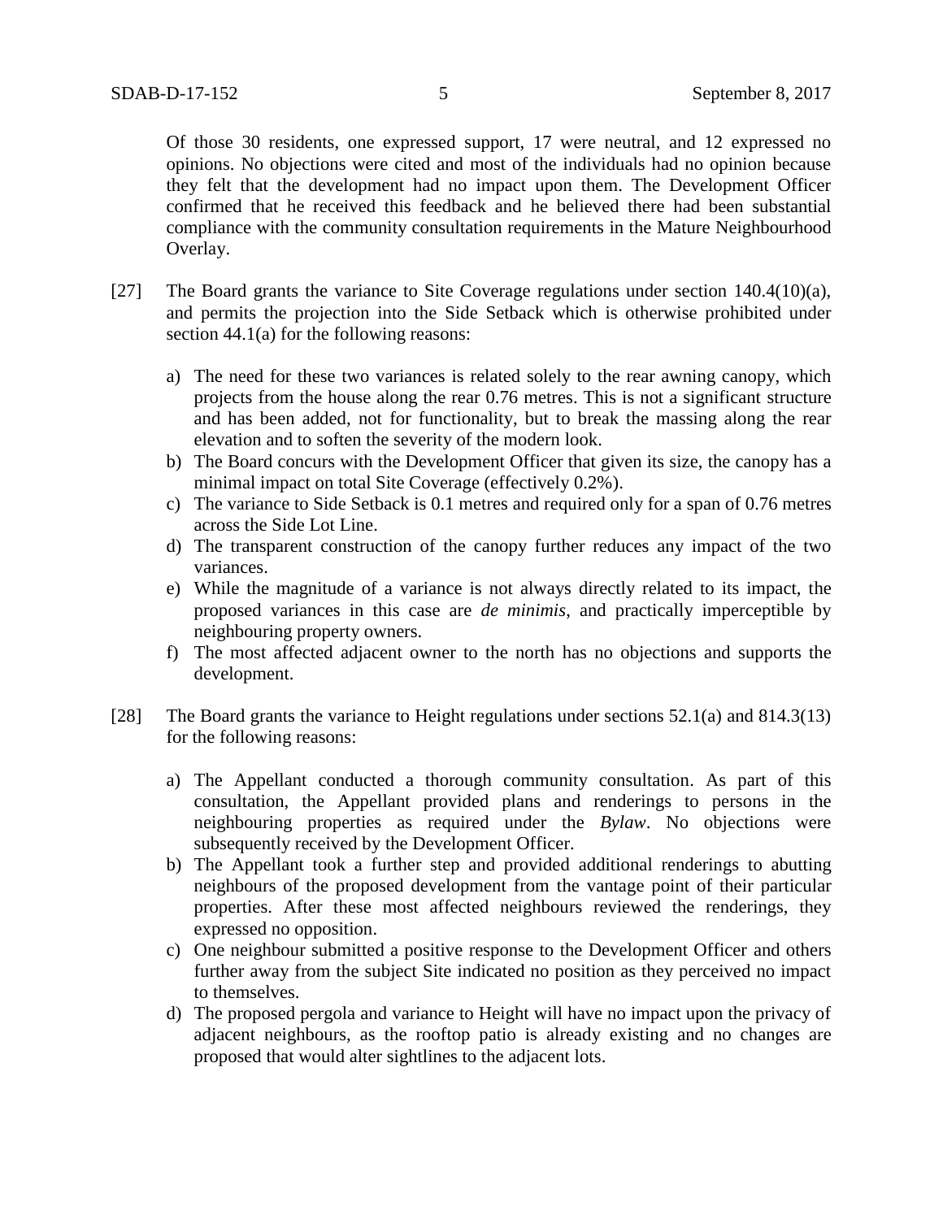Of those 30 residents, one expressed support, 17 were neutral, and 12 expressed no opinions. No objections were cited and most of the individuals had no opinion because they felt that the development had no impact upon them. The Development Officer confirmed that he received this feedback and he believed there had been substantial compliance with the community consultation requirements in the Mature Neighbourhood Overlay.

[27] The Board grants the variance to Site Coverage regulations under section 140.4(10)(a), and permits the projection into the Side Setback which is otherwise prohibited under section 44.1(a) for the following reasons:

a) The need for these two variances is related solely to the rear awning canopy, which projects from the house along the rear 0.76 metres. This is not a significant structure and has been added, not for functionality, but to break the massing along the rear elevation and to soften the severity of the modern look.
b) The Board concurs with the Development Officer that given its size, the canopy has a minimal impact on total Site Coverage (effectively 0.2%).
c) The variance to Side Setback is 0.1 metres and required only for a span of 0.76 metres across the Side Lot Line.
d) The transparent construction of the canopy further reduces any impact of the two variances.
e) While the magnitude of a variance is not always directly related to its impact, the proposed variances in this case are *de minimis*, and practically imperceptible by neighbouring property owners.
f) The most affected adjacent owner to the north has no objections and supports the development.

[28] The Board grants the variance to Height regulations under sections 52.1(a) and 814.3(13) for the following reasons:

a) The Appellant conducted a thorough community consultation. As part of this consultation, the Appellant provided plans and renderings to persons in the neighbouring properties as required under the *Bylaw*. No objections were subsequently received by the Development Officer.
b) The Appellant took a further step and provided additional renderings to abutting neighbours of the proposed development from the vantage point of their particular properties. After these most affected neighbours reviewed the renderings, they expressed no opposition.
c) One neighbour submitted a positive response to the Development Officer and others further away from the subject Site indicated no position as they perceived no impact to themselves.
d) The proposed pergola and variance to Height will have no impact upon the privacy of adjacent neighbours, as the rooftop patio is already existing and no changes are proposed that would alter sightlines to the adjacent lots.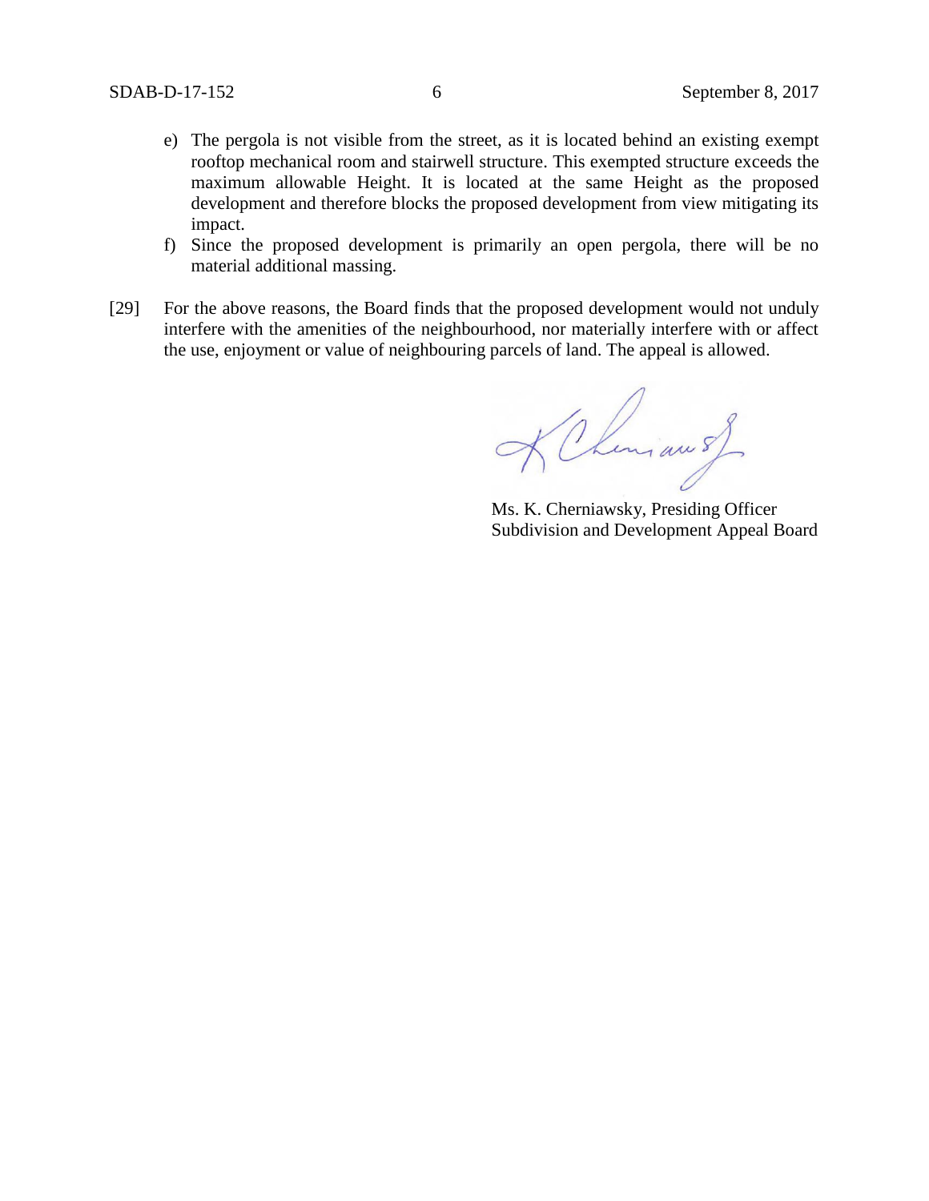e) The pergola is not visible from the street, as it is located behind an existing exempt rooftop mechanical room and stairwell structure. This exempted structure exceeds the maximum allowable Height. It is located at the same Height as the proposed development and therefore blocks the proposed development from view mitigating its impact.

f) Since the proposed development is primarily an open pergola, there will be no material additional massing.

[29] For the above reasons, the Board finds that the proposed development would not unduly interfere with the amenities of the neighbourhood, nor materially interfere with or affect the use, enjoyment or value of neighbouring parcels of land. The appeal is allowed.

Ms. K. Cherniawsky, Presiding Officer
Subdivision and Development Appeal Board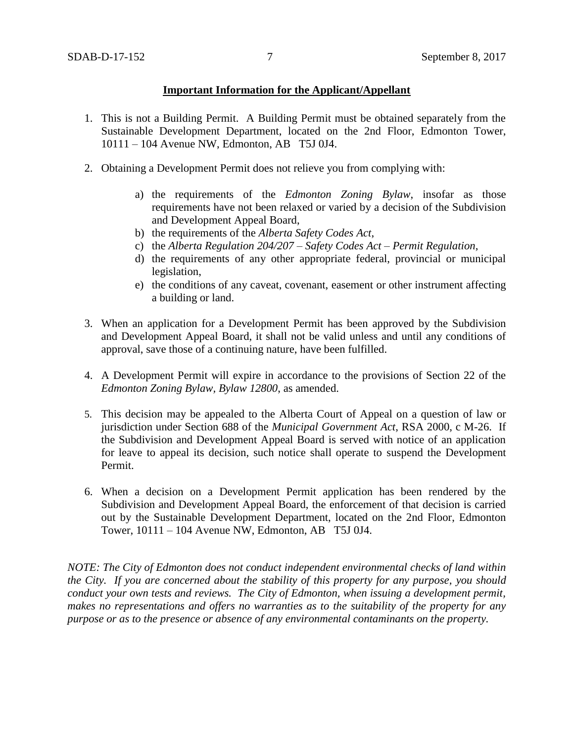**Important Information for the Applicant/Appellant**

1. This is not a Building Permit. A Building Permit must be obtained separately from the Sustainable Development Department, located on the 2nd Floor, Edmonton Tower, 10111 – 104 Avenue NW, Edmonton, AB T5J 0J4.

2. Obtaining a Development Permit does not relieve you from complying with:

    a) the requirements of the *Edmonton Zoning Bylaw*, insofar as those requirements have not been relaxed or varied by a decision of the Subdivision and Development Appeal Board,
    b) the requirements of the *Alberta Safety Codes Act*,
    c) the *Alberta Regulation 204/207 – Safety Codes Act – Permit Regulation*,
    d) the requirements of any other appropriate federal, provincial or municipal legislation,
    e) the conditions of any caveat, covenant, easement or other instrument affecting a building or land.

3. When an application for a Development Permit has been approved by the Subdivision and Development Appeal Board, it shall not be valid unless and until any conditions of approval, save those of a continuing nature, have been fulfilled.

4. A Development Permit will expire in accordance to the provisions of Section 22 of the *Edmonton Zoning Bylaw, Bylaw 12800*, as amended.

5. This decision may be appealed to the Alberta Court of Appeal on a question of law or jurisdiction under Section 688 of the *Municipal Government Act*, RSA 2000, c M-26. If the Subdivision and Development Appeal Board is served with notice of an application for leave to appeal its decision, such notice shall operate to suspend the Development Permit.

6. When a decision on a Development Permit application has been rendered by the Subdivision and Development Appeal Board, the enforcement of that decision is carried out by the Sustainable Development Department, located on the 2nd Floor, Edmonton Tower, 10111 – 104 Avenue NW, Edmonton, AB T5J 0J4.

*NOTE: The City of Edmonton does not conduct independent environmental checks of land within the City. If you are concerned about the stability of this property for any purpose, you should conduct your own tests and reviews. The City of Edmonton, when issuing a development permit, makes no representations and offers no warranties as to the suitability of the property for any purpose or as to the presence or absence of any environmental contaminants on the property.*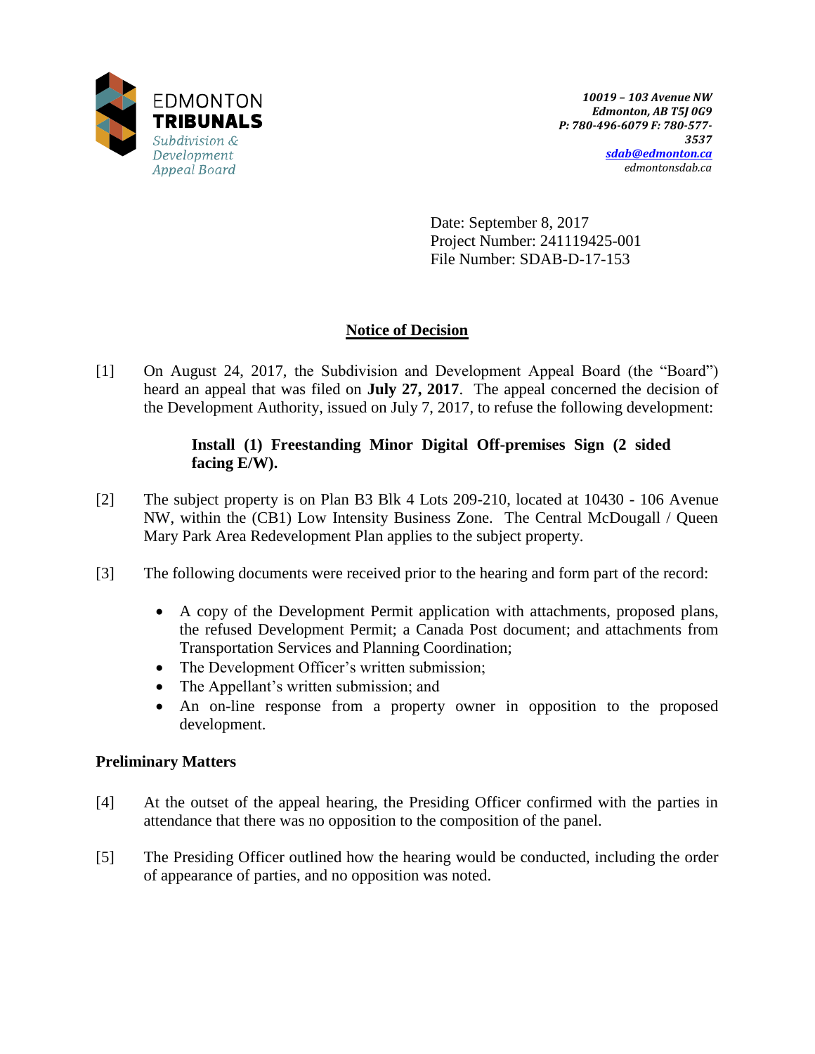EDMONTON **TRIBUNALS**
*Subdivision & Development Appeal Board*

***10019 – 103 Avenue NW***
***Edmonton, AB T5J 0G9***
***P: 780-496-6079 F: 780-577-3537***
***sdab@edmonton.ca***
*edmontonsdab.ca*

Date: September 8, 2017
Project Number: 241119425-001
File Number: SDAB-D-17-153

## Notice of Decision

[1] On August 24, 2017, the Subdivision and Development Appeal Board (the "Board") heard an appeal that was filed on **July 27, 2017**. The appeal concerned the decision of the Development Authority, issued on July 7, 2017, to refuse the following development:

> **Install (1) Freestanding Minor Digital Off-premises Sign (2 sided facing E/W).**

[2] The subject property is on Plan B3 Blk 4 Lots 209-210, located at 10430 - 106 Avenue NW, within the (CB1) Low Intensity Business Zone. The Central McDougall / Queen Mary Park Area Redevelopment Plan applies to the subject property.

[3] The following documents were received prior to the hearing and form part of the record:

- A copy of the Development Permit application with attachments, proposed plans, the refused Development Permit; a Canada Post document; and attachments from Transportation Services and Planning Coordination;
- The Development Officer's written submission;
- The Appellant's written submission; and
- An on-line response from a property owner in opposition to the proposed development.

### Preliminary Matters

[4] At the outset of the appeal hearing, the Presiding Officer confirmed with the parties in attendance that there was no opposition to the composition of the panel.

[5] The Presiding Officer outlined how the hearing would be conducted, including the order of appearance of parties, and no opposition was noted.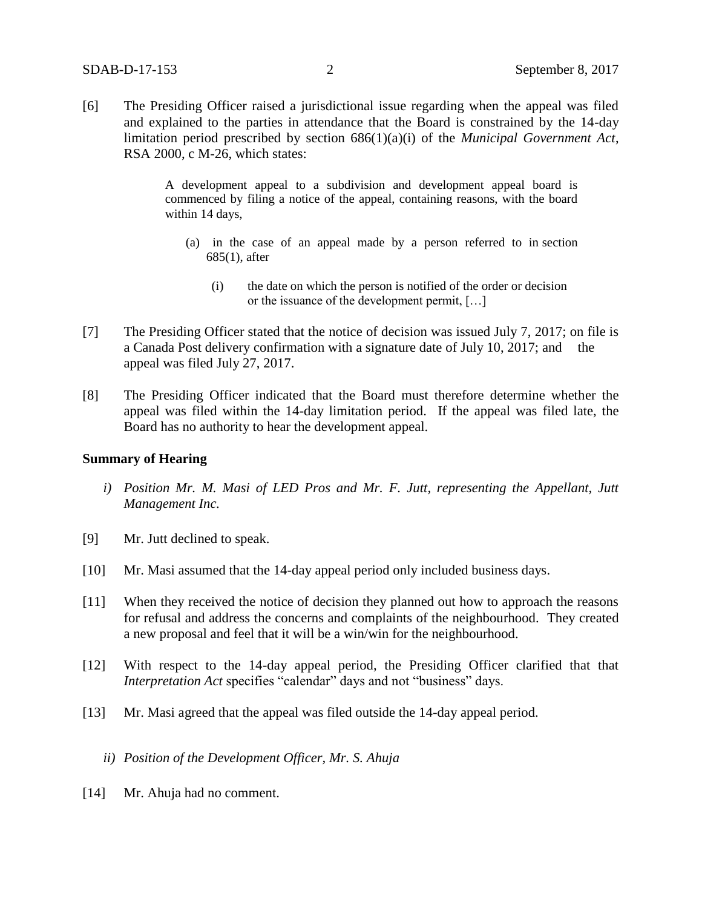[6] The Presiding Officer raised a jurisdictional issue regarding when the appeal was filed and explained to the parties in attendance that the Board is constrained by the 14-day limitation period prescribed by section 686(1)(a)(i) of the *Municipal Government Act*, RSA 2000, c M-26, which states:

> A development appeal to a subdivision and development appeal board is commenced by filing a notice of the appeal, containing reasons, with the board within 14 days,
>
> (a) in the case of an appeal made by a person referred to in section 685(1), after
>
> (i) the date on which the person is notified of the order or decision or the issuance of the development permit, […]

[7] The Presiding Officer stated that the notice of decision was issued July 7, 2017; on file is a Canada Post delivery confirmation with a signature date of July 10, 2017; and the appeal was filed July 27, 2017.

[8] The Presiding Officer indicated that the Board must therefore determine whether the appeal was filed within the 14-day limitation period. If the appeal was filed late, the Board has no authority to hear the development appeal.

**Summary of Hearing**

*i) Position Mr. M. Masi of LED Pros and Mr. F. Jutt, representing the Appellant, Jutt Management Inc.*

[9] Mr. Jutt declined to speak.

[10] Mr. Masi assumed that the 14-day appeal period only included business days.

[11] When they received the notice of decision they planned out how to approach the reasons for refusal and address the concerns and complaints of the neighbourhood. They created a new proposal and feel that it will be a win/win for the neighbourhood.

[12] With respect to the 14-day appeal period, the Presiding Officer clarified that that *Interpretation Act* specifies "calendar" days and not "business" days.

[13] Mr. Masi agreed that the appeal was filed outside the 14-day appeal period.

*ii) Position of the Development Officer, Mr. S. Ahuja*

[14] Mr. Ahuja had no comment.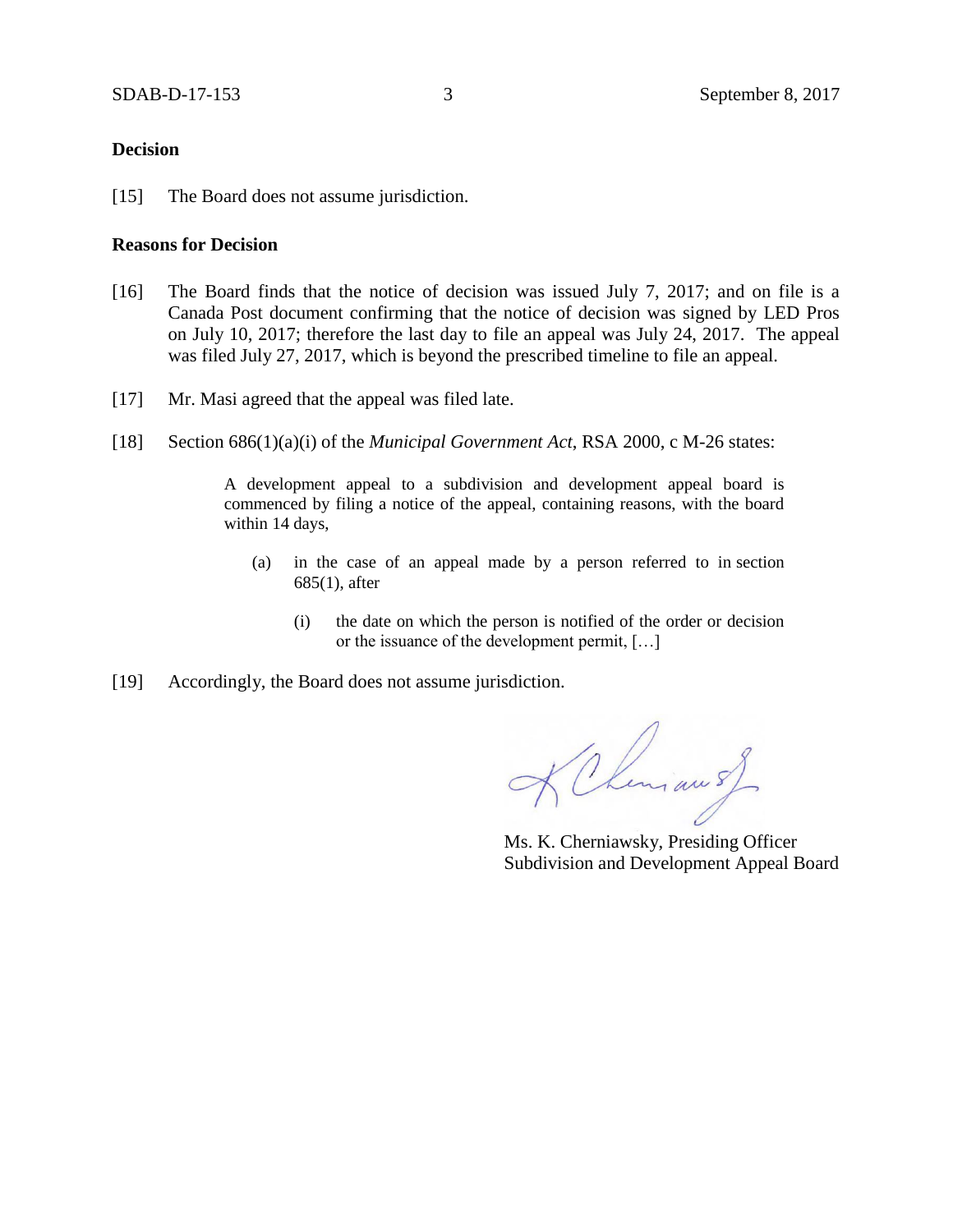**Decision**

[15] The Board does not assume jurisdiction.

**Reasons for Decision**

[16] The Board finds that the notice of decision was issued July 7, 2017; and on file is a Canada Post document confirming that the notice of decision was signed by LED Pros on July 10, 2017; therefore the last day to file an appeal was July 24, 2017. The appeal was filed July 27, 2017, which is beyond the prescribed timeline to file an appeal.

[17] Mr. Masi agreed that the appeal was filed late.

[18] Section 686(1)(a)(i) of the *Municipal Government Act*, RSA 2000, c M-26 states:

> A development appeal to a subdivision and development appeal board is commenced by filing a notice of the appeal, containing reasons, with the board within 14 days,
>
> (a) in the case of an appeal made by a person referred to in section 685(1), after
>
> (i) the date on which the person is notified of the order or decision or the issuance of the development permit, […]

[19] Accordingly, the Board does not assume jurisdiction.

Ms. K. Cherniawsky, Presiding Officer
Subdivision and Development Appeal Board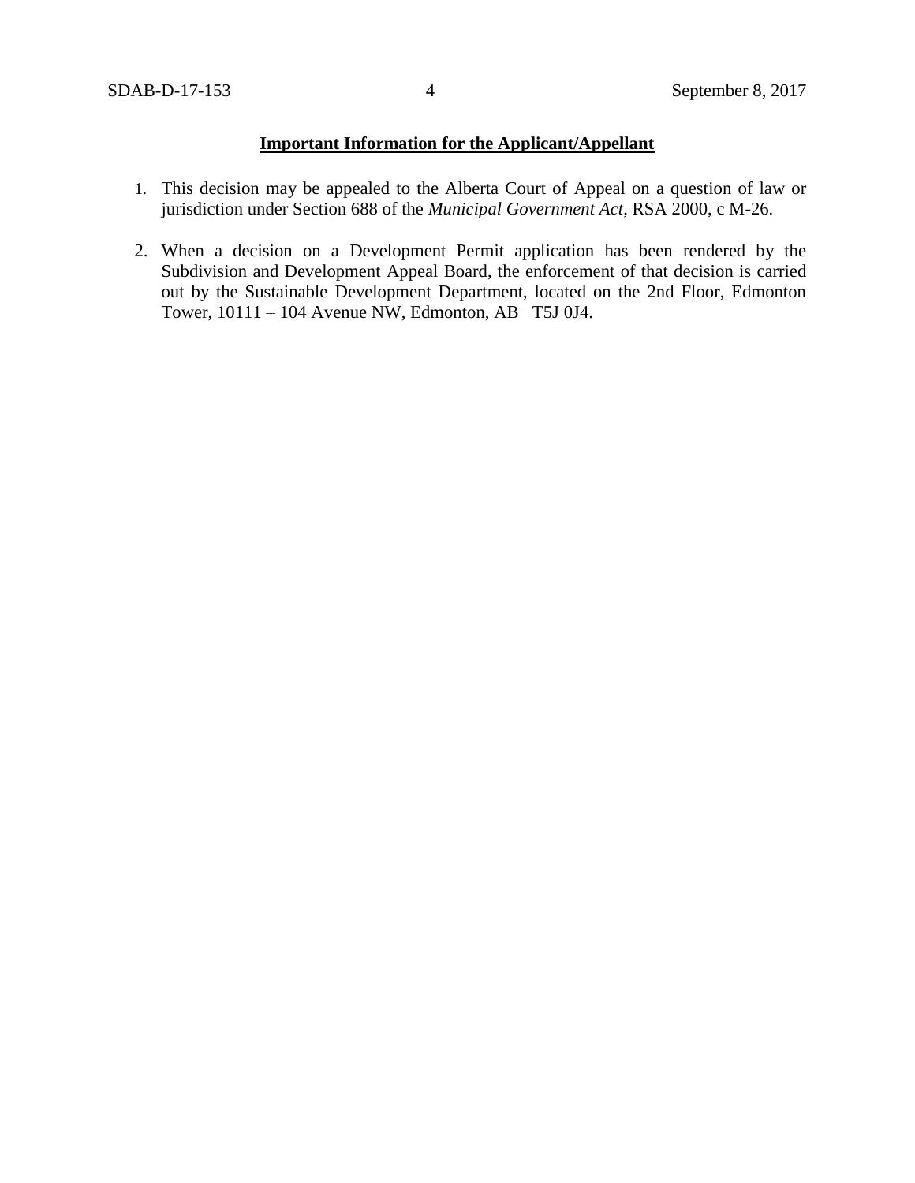**Important Information for the Applicant/Appellant**

1. This decision may be appealed to the Alberta Court of Appeal on a question of law or jurisdiction under Section 688 of the *Municipal Government Act*, RSA 2000, c M-26.

2. When a decision on a Development Permit application has been rendered by the Subdivision and Development Appeal Board, the enforcement of that decision is carried out by the Sustainable Development Department, located on the 2nd Floor, Edmonton Tower, 10111 – 104 Avenue NW, Edmonton, AB T5J 0J4.